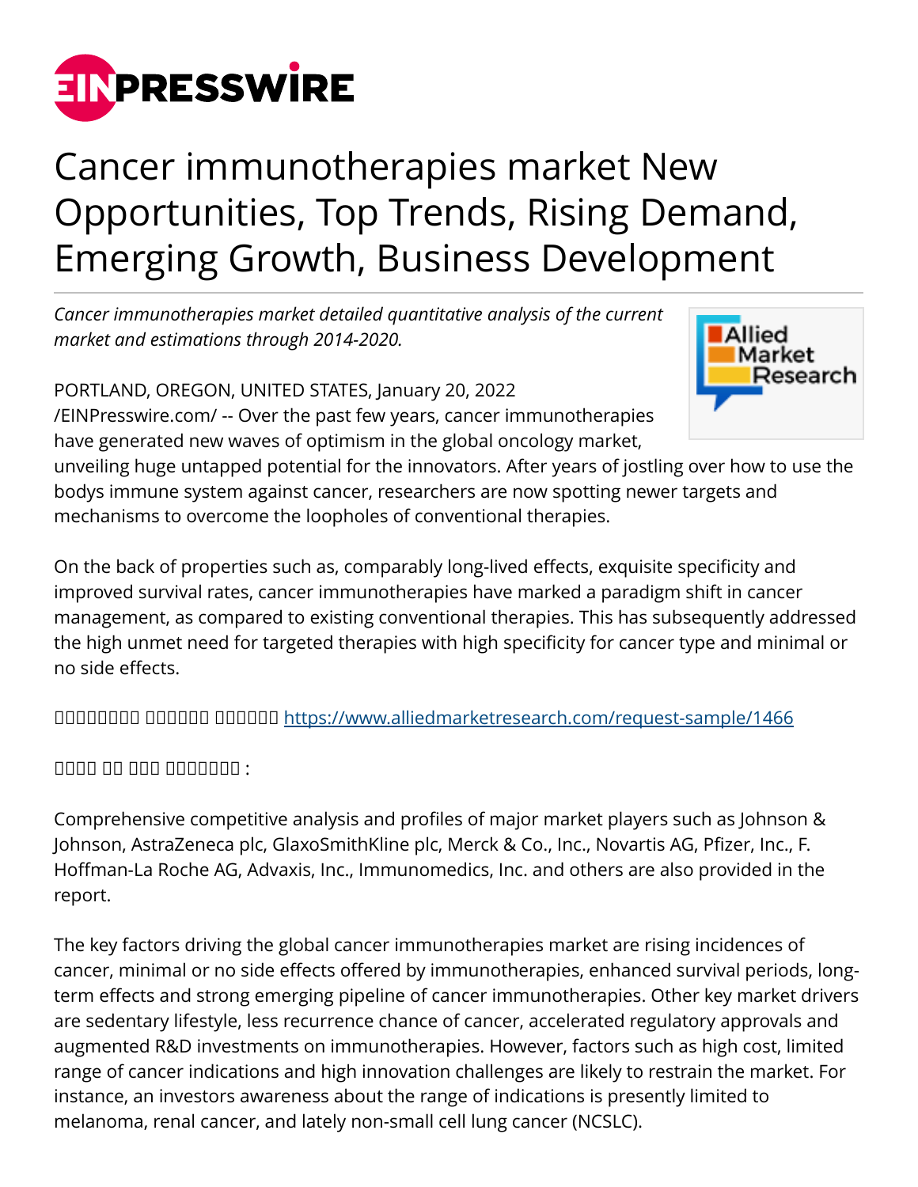# Cancer immunotherapies market New Opportunities, Top Trends, Rising Demand, Emerging Growth, Business Development

*Cancer immunotherapies market detailed quantitative analysis of the current market and estimations through 2014-2020.*

PORTLAND, OREGON, UNITED STATES, January 20, 2022 /EINPresswire.com/ -- Over the past few years, cancer immunotherapies have generated new waves of optimism in the global oncology market, unveiling huge untapped potential for the innovators. After years of jostling over how to use the bodys immune system against cancer, researchers are now spotting newer targets and mechanisms to overcome the loopholes of conventional therapies.

On the back of properties such as, comparably long-lived effects, exquisite specificity and improved survival rates, cancer immunotherapies have marked a paradigm shift in cancer management, as compared to existing conventional therapies. This has subsequently addressed the high unmet need for targeted therapies with high specificity for cancer type and minimal or no side effects.

�������� ������ ������ https://www.alliedmarketresearch.com/request-sample/1466

���� �� ��� �������� :

Comprehensive competitive analysis and profiles of major market players such as Johnson & Johnson, AstraZeneca plc, GlaxoSmithKline plc, Merck & Co., Inc., Novartis AG, Pfizer, Inc., F. Hoffman-La Roche AG, Advaxis, Inc., Immunomedics, Inc. and others are also provided in the report.

The key factors driving the global cancer immunotherapies market are rising incidences of cancer, minimal or no side effects offered by immunotherapies, enhanced survival periods, long-term effects and strong emerging pipeline of cancer immunotherapies. Other key market drivers are sedentary lifestyle, less recurrence chance of cancer, accelerated regulatory approvals and augmented R&D investments on immunotherapies. However, factors such as high cost, limited range of cancer indications and high innovation challenges are likely to restrain the market. For instance, an investors awareness about the range of indications is presently limited to melanoma, renal cancer, and lately non-small cell lung cancer (NCSLC).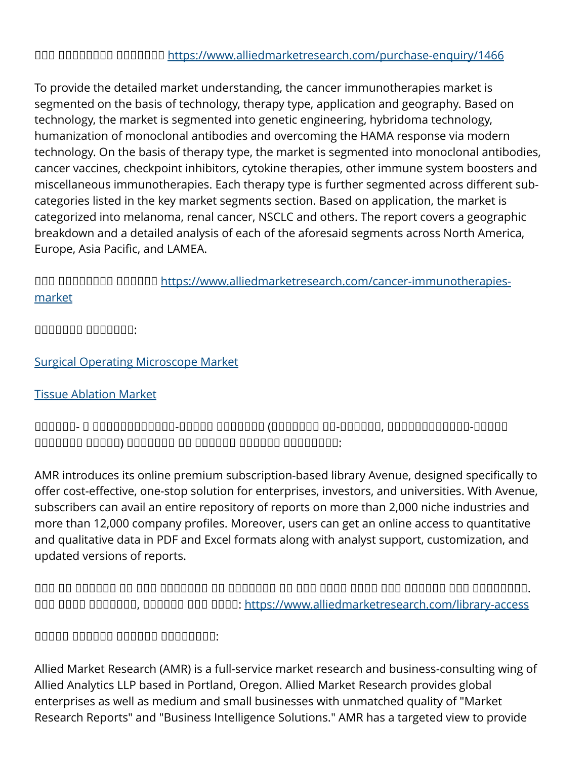□□□ □□□□□□□□□ □□□□□□□□ https://www.alliedmarketresearch.com/purchase-enquiry/1466

To provide the detailed market understanding, the cancer immunotherapies market is segmented on the basis of technology, therapy type, application and geography. Based on technology, the market is segmented into genetic engineering, hybridoma technology, humanization of monoclonal antibodies and overcoming the HAMA response via modern technology. On the basis of therapy type, the market is segmented into monoclonal antibodies, cancer vaccines, checkpoint inhibitors, cytokine therapies, other immune system boosters and miscellaneous immunotherapies. Each therapy type is further segmented across different sub-categories listed in the key market segments section. Based on application, the market is categorized into melanoma, renal cancer, NSCLC and others. The report covers a geographic breakdown and a detailed analysis of each of the aforesaid segments across North America, Europe, Asia Pacific, and LAMEA.

□□□ □□□□□□□□□ □□□□□□□ https://www.alliedmarketresearch.com/cancer-immunotherapies-market

□□□□□□□□ □□□□□□□□:

Surgical Operating Microscope Market

Tissue Ablation Market

□□□□□□- □ □□□□□□□□□□□□□-□□□□□□ □□□□□□□□ (□□□□□□□□ □□-□□□□□□□, □□□□□□□□□□□□□-□□□□□□ □□□□□□□□ □□□□□□) □□□□□□□□ □□ □□□□□□□ □□□□□□□ □□□□□□□□□□:

AMR introduces its online premium subscription-based library Avenue, designed specifically to offer cost-effective, one-stop solution for enterprises, investors, and universities. With Avenue, subscribers can avail an entire repository of reports on more than 2,000 niche industries and more than 12,000 company profiles. Moreover, users can get an online access to quantitative and qualitative data in PDF and Excel formats along with analyst support, customization, and updated versions of reports.

□□□ □□ □□□□□□□ □□ □□□□ □□□□□□□□□ □□ □□□□□□□□ □□ □□□□ □□□□□ □□□□□ □□□□ □□□□□□□ □□□□ □□□□□□□□□□. □□□ □□□□□ □□□□□□□□□, □□□□□□□ □□□□ □□□□□: https://www.alliedmarketresearch.com/library-access

□□□□□□ □□□□□□□ □□□□□□□ □□□□□□□□□□:

Allied Market Research (AMR) is a full-service market research and business-consulting wing of Allied Analytics LLP based in Portland, Oregon. Allied Market Research provides global enterprises as well as medium and small businesses with unmatched quality of "Market Research Reports" and "Business Intelligence Solutions." AMR has a targeted view to provide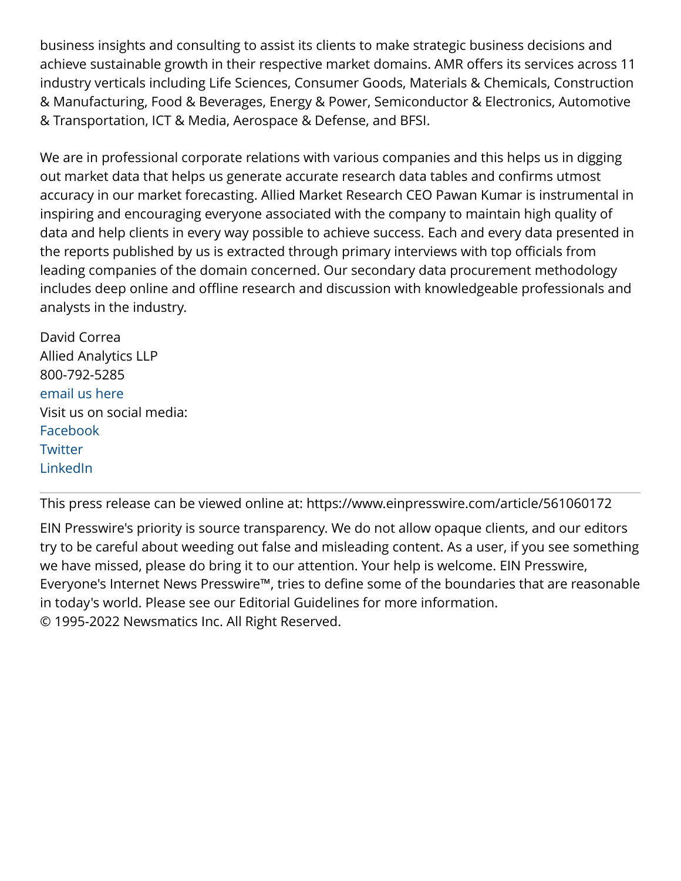business insights and consulting to assist its clients to make strategic business decisions and achieve sustainable growth in their respective market domains. AMR offers its services across 11 industry verticals including Life Sciences, Consumer Goods, Materials & Chemicals, Construction & Manufacturing, Food & Beverages, Energy & Power, Semiconductor & Electronics, Automotive & Transportation, ICT & Media, Aerospace & Defense, and BFSI.

We are in professional corporate relations with various companies and this helps us in digging out market data that helps us generate accurate research data tables and confirms utmost accuracy in our market forecasting. Allied Market Research CEO Pawan Kumar is instrumental in inspiring and encouraging everyone associated with the company to maintain high quality of data and help clients in every way possible to achieve success. Each and every data presented in the reports published by us is extracted through primary interviews with top officials from leading companies of the domain concerned. Our secondary data procurement methodology includes deep online and offline research and discussion with knowledgeable professionals and analysts in the industry.

David Correa
Allied Analytics LLP
800-792-5285
email us here
Visit us on social media:
Facebook
Twitter
LinkedIn

---

This press release can be viewed online at: https://www.einpresswire.com/article/561060172

EIN Presswire's priority is source transparency. We do not allow opaque clients, and our editors try to be careful about weeding out false and misleading content. As a user, if you see something we have missed, please do bring it to our attention. Your help is welcome. EIN Presswire, Everyone's Internet News Presswire™, tries to define some of the boundaries that are reasonable in today's world. Please see our Editorial Guidelines for more information.
© 1995-2022 Newsmatics Inc. All Right Reserved.